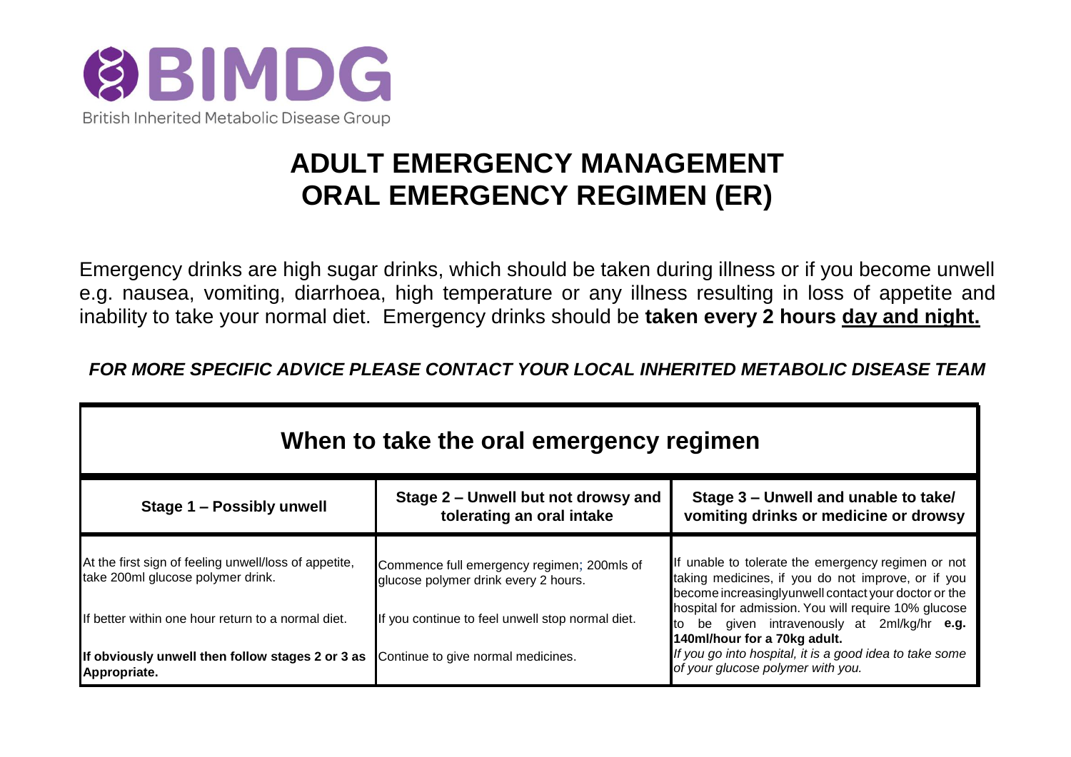BIMDG

British Inherited Metabolic Disease Group

# ADULT EMERGENCY MANAGEMENT
# ORAL EMERGENCY REGIMEN (ER)

Emergency drinks are high sugar drinks, which should be taken during illness or if you become unwell e.g. nausea, vomiting, diarrhoea, high temperature or any illness resulting in loss of appetite and inability to take your normal diet. Emergency drinks should be **taken every 2 hours <u>day and night.</u>**

***FOR MORE SPECIFIC ADVICE PLEASE CONTACT YOUR LOCAL INHERITED METABOLIC DISEASE TEAM***

## When to take the oral emergency regimen

| Stage 1 – Possibly unwell | Stage 2 – Unwell but not drowsy and tolerating an oral intake | Stage 3 – Unwell and unable to take/ vomiting drinks or medicine or drowsy |
|---|---|---|
| At the first sign of feeling unwell/loss of appetite, take 200ml glucose polymer drink.<br><br>If better within one hour return to a normal diet.<br><br>**If obviously unwell then follow stages 2 or 3 as Appropriate.** | Commence full emergency regimen; 200mls of glucose polymer drink every 2 hours.<br><br>If you continue to feel unwell stop normal diet.<br><br>Continue to give normal medicines. | If unable to tolerate the emergency regimen or not taking medicines, if you do not improve, or if you become increasinglyunwell contact your doctor or the hospital for admission. You will require 10% glucose to be given intravenously at 2ml/kg/hr **e.g. 140ml/hour for a 70kg adult.**<br>*If you go into hospital, it is a good idea to take some of your glucose polymer with you.* |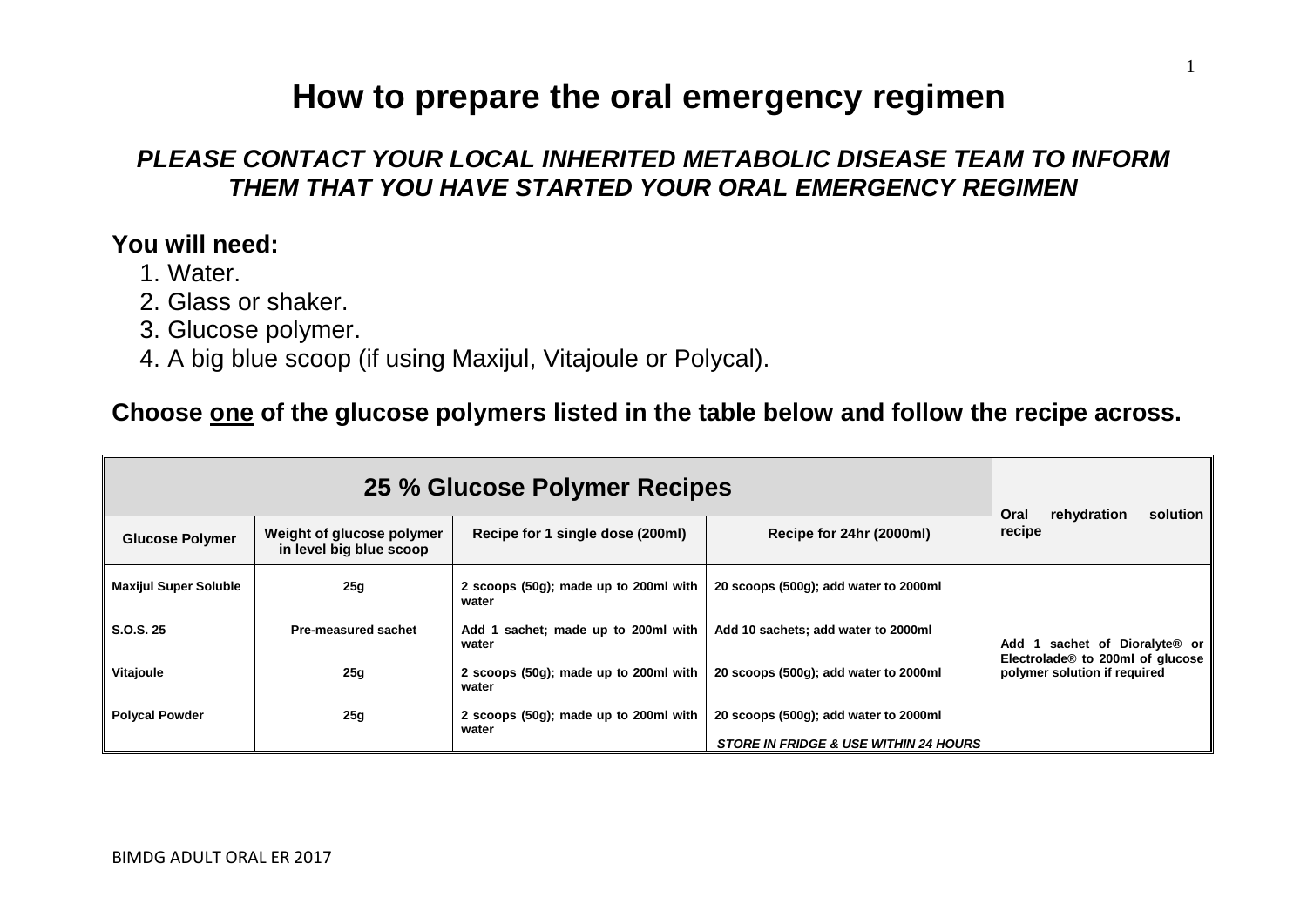# How to prepare the oral emergency regimen

## *PLEASE CONTACT YOUR LOCAL INHERITED METABOLIC DISEASE TEAM TO INFORM THEM THAT YOU HAVE STARTED YOUR ORAL EMERGENCY REGIMEN*

**You will need:**

1. Water.
2. Glass or shaker.
3. Glucose polymer.
4. A big blue scoop (if using Maxijul, Vitajoule or Polycal).

**Choose <u>one</u> of the glucose polymers listed in the table below and follow the recipe across.**

| 25 % Glucose Polymer Recipes | | | | Oral rehydration solution recipe |
|---|---|---|---|---|
| **Glucose Polymer** | **Weight of glucose polymer in level big blue scoop** | **Recipe for 1 single dose (200ml)** | **Recipe for 24hr (2000ml)** | |
| **Maxijul Super Soluble** | **25g** | **2 scoops (50g); made up to 200ml with water** | **20 scoops (500g); add water to 2000ml** | **Add 1 sachet of Dioralyte® or Electrolade® to 200ml of glucose polymer solution if required** |
| **S.O.S. 25** | **Pre-measured sachet** | **Add 1 sachet; made up to 200ml with water** | **Add 10 sachets; add water to 2000ml** | |
| **Vitajoule** | **25g** | **2 scoops (50g); made up to 200ml with water** | **20 scoops (500g); add water to 2000ml** | |
| **Polycal Powder** | **25g** | **2 scoops (50g); made up to 200ml with water** | **20 scoops (500g); add water to 2000ml** ***STORE IN FRIDGE & USE WITHIN 24 HOURS*** | |

BIMDG ADULT ORAL ER 2017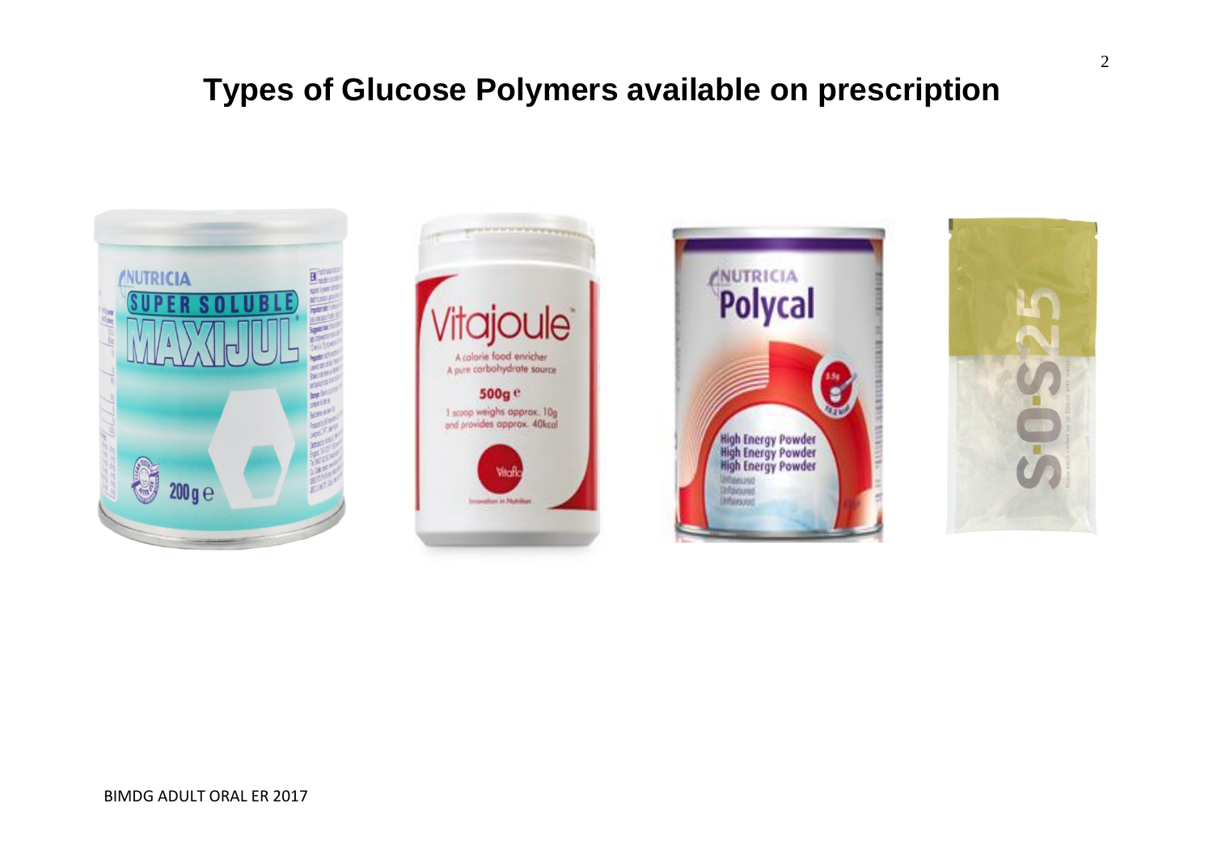# Types of Glucose Polymers available on prescription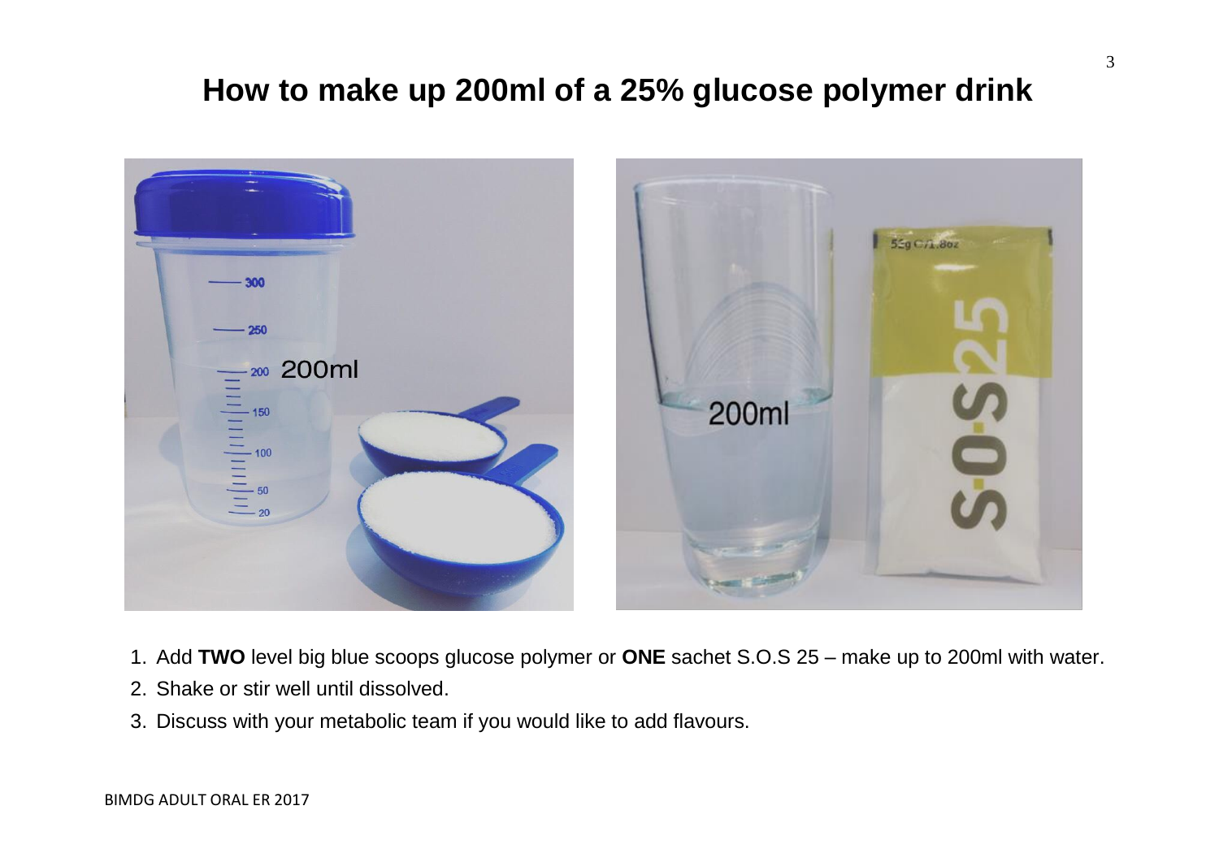# How to make up 200ml of a 25% glucose polymer drink

1. Add **TWO** level big blue scoops glucose polymer or **ONE** sachet S.O.S 25 – make up to 200ml with water.
2. Shake or stir well until dissolved.
3. Discuss with your metabolic team if you would like to add flavours.

BIMDG ADULT ORAL ER 2017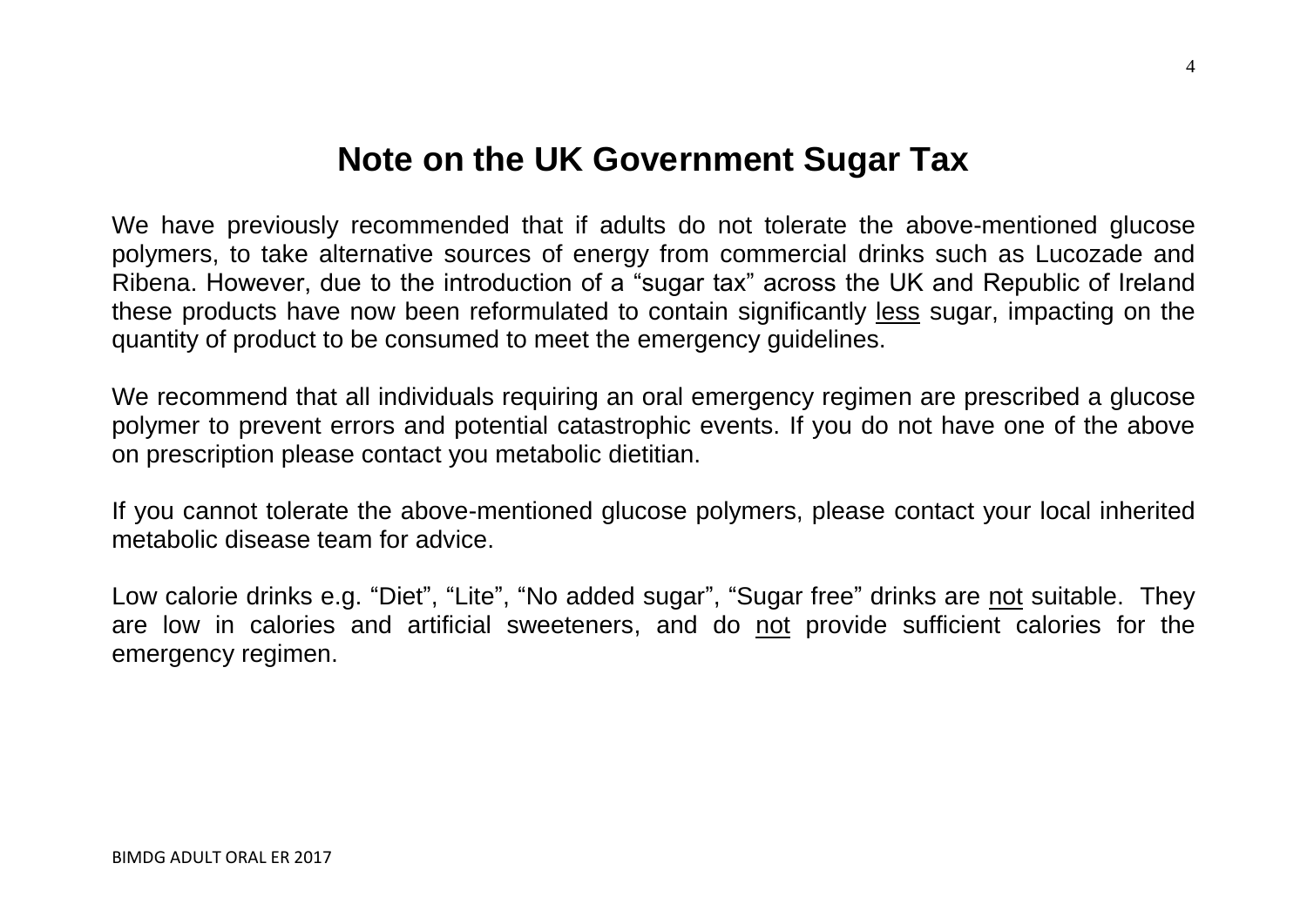## Note on the UK Government Sugar Tax

We have previously recommended that if adults do not tolerate the above-mentioned glucose polymers, to take alternative sources of energy from commercial drinks such as Lucozade and Ribena. However, due to the introduction of a "sugar tax" across the UK and Republic of Ireland these products have now been reformulated to contain significantly <u>less</u> sugar, impacting on the quantity of product to be consumed to meet the emergency guidelines.

We recommend that all individuals requiring an oral emergency regimen are prescribed a glucose polymer to prevent errors and potential catastrophic events. If you do not have one of the above on prescription please contact you metabolic dietitian.

If you cannot tolerate the above-mentioned glucose polymers, please contact your local inherited metabolic disease team for advice.

Low calorie drinks e.g. "Diet", "Lite", "No added sugar", "Sugar free" drinks are <u>not</u> suitable. They are low in calories and artificial sweeteners, and do <u>not</u> provide sufficient calories for the emergency regimen.